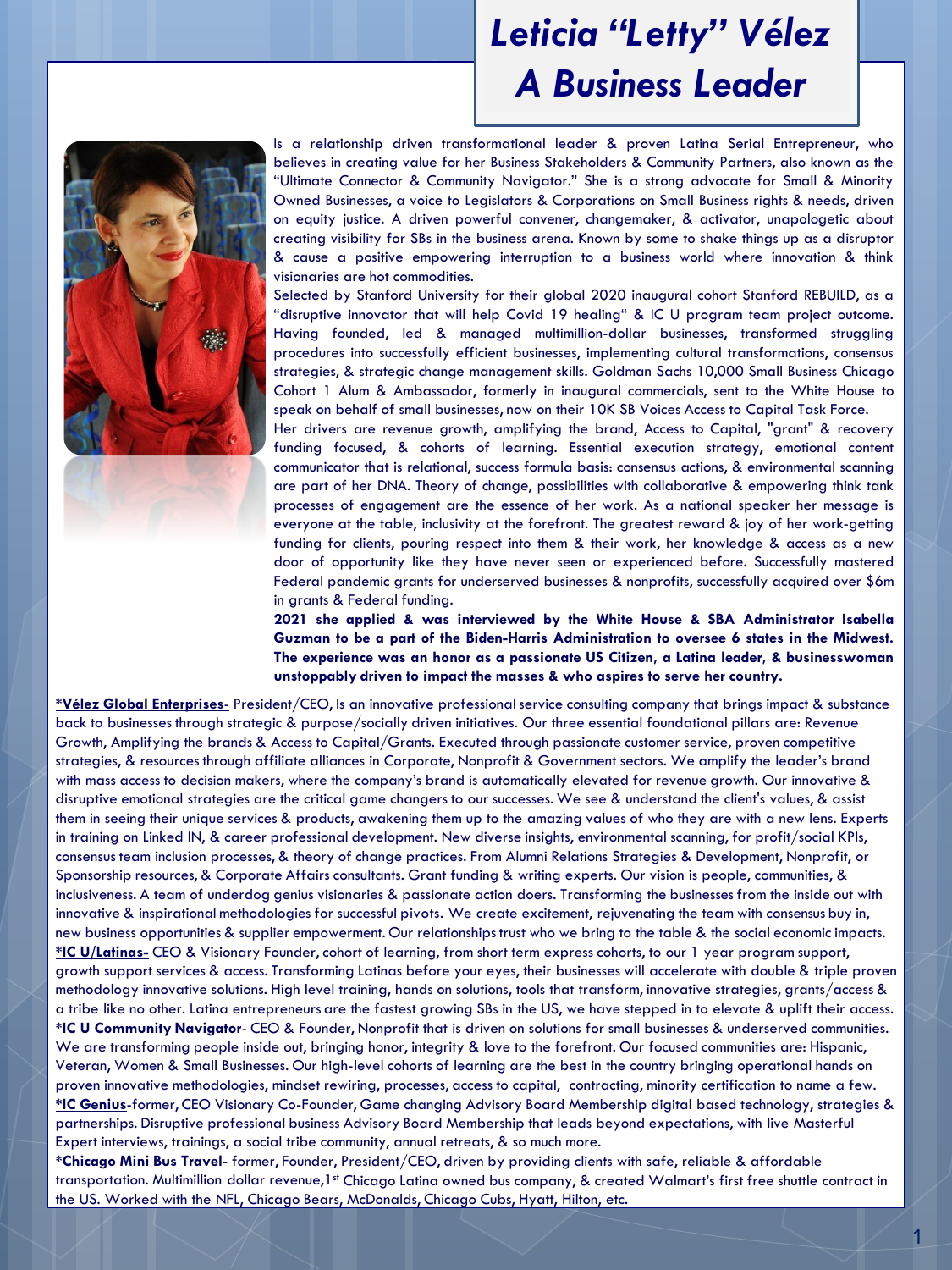# *Leticia "Letty" Vélez A Business Leader*

Is a relationship driven transformational leader & proven Latina Serial Entrepreneur, who believes in creating value for her Business Stakeholders & Community Partners, also known as the "Ultimate Connector & Community Navigator." She is a strong advocate for Small & Minority Owned Businesses, a voice to Legislators & Corporations on Small Business rights & needs, driven on equity justice. A driven powerful convener, changemaker, & activator, unapologetic about creating visibility for SBs in the business arena. Known by some to shake things up as a disruptor & cause a positive empowering interruption to a business world where innovation & think visionaries are hot commodities.

Selected by Stanford University for their global 2020 inaugural cohort Stanford REBUILD, as a "disruptive innovator that will help Covid 19 healing" & IC U program team project outcome. Having founded, led & managed multimillion-dollar businesses, transformed struggling procedures into successfully efficient businesses, implementing cultural transformations, consensus strategies, & strategic change management skills. Goldman Sachs 10,000 Small Business Chicago Cohort 1 Alum & Ambassador, formerly in inaugural commercials, sent to the White House to speak on behalf of small businesses, now on their 10K SB Voices Access to Capital Task Force.

Her drivers are revenue growth, amplifying the brand, Access to Capital, "grant" & recovery funding focused, & cohorts of learning. Essential execution strategy, emotional content communicator that is relational, success formula basis: consensus actions, & environmental scanning are part of her DNA. Theory of change, possibilities with collaborative & empowering think tank processes of engagement are the essence of her work. As a national speaker her message is everyone at the table, inclusivity at the forefront. The greatest reward & joy of her work-getting funding for clients, pouring respect into them & their work, her knowledge & access as a new door of opportunity like they have never seen or experienced before. Successfully mastered Federal pandemic grants for underserved businesses & nonprofits, successfully acquired over $6m in grants & Federal funding.

**2021 she applied & was interviewed by the White House & SBA Administrator Isabella Guzman to be a part of the Biden-Harris Administration to oversee 6 states in the Midwest. The experience was an honor as a passionate US Citizen, a Latina leader, & businesswoman unstoppably driven to impact the masses & who aspires to serve her country.**

*__Vélez Global Enterprises-__ President/CEO, Is an innovative professional service consulting company that brings impact & substance back to businesses through strategic & purpose/socially driven initiatives. Our three essential foundational pillars are: Revenue Growth, Amplifying the brands & Access to Capital/Grants. Executed through passionate customer service, proven competitive strategies, & resources through affiliate alliances in Corporate, Nonprofit & Government sectors. We amplify the leader's brand with mass access to decision makers, where the company's brand is automatically elevated for revenue growth. Our innovative & disruptive emotional strategies are the critical game changers to our successes. We see & understand the client's values, & assist them in seeing their unique services & products, awakening them up to the amazing values of who they are with a new lens. Experts in training on Linked IN, & career professional development. New diverse insights, environmental scanning, for profit/social KPIs, consensus team inclusion processes, & theory of change practices. From Alumni Relations Strategies & Development, Nonprofit, or Sponsorship resources, & Corporate Affairs consultants. Grant funding & writing experts. Our vision is people, communities, & inclusiveness. A team of underdog genius visionaries & passionate action doers. Transforming the businesses from the inside out with innovative & inspirational methodologies for successful pivots. We create excitement, rejuvenating the team with consensus buy in, new business opportunities & supplier empowerment. Our relationships trust who we bring to the table & the social economic impacts.

*__IC U/Latinas-__ CEO & Visionary Founder, cohort of learning, from short term express cohorts, to our 1 year program support, growth support services & access. Transforming Latinas before your eyes, their businesses will accelerate with double & triple proven methodology innovative solutions. High level training, hands on solutions, tools that transform, innovative strategies, grants/access & a tribe like no other. Latina entrepreneurs are the fastest growing SBs in the US, we have stepped in to elevate & uplift their access.

*__IC U Community Navigator__- CEO & Founder, Nonprofit that is driven on solutions for small businesses & underserved communities. We are transforming people inside out, bringing honor, integrity & love to the forefront. Our focused communities are: Hispanic, Veteran, Women & Small Businesses. Our high-level cohorts of learning are the best in the country bringing operational hands on proven innovative methodologies, mindset rewiring, processes, access to capital, contracting, minority certification to name a few.

*__IC Genius__-former, CEO Visionary Co-Founder, Game changing Advisory Board Membership digital based technology, strategies & partnerships. Disruptive professional business Advisory Board Membership that leads beyond expectations, with live Masterful Expert interviews, trainings, a social tribe community, annual retreats, & so much more.

*__Chicago Mini Bus Travel-__ former, Founder, President/CEO, driven by providing clients with safe, reliable & affordable transportation. Multimillion dollar revenue, 1st Chicago Latina owned bus company, & created Walmart's first free shuttle contract in the US. Worked with the NFL, Chicago Bears, McDonalds, Chicago Cubs, Hyatt, Hilton, etc.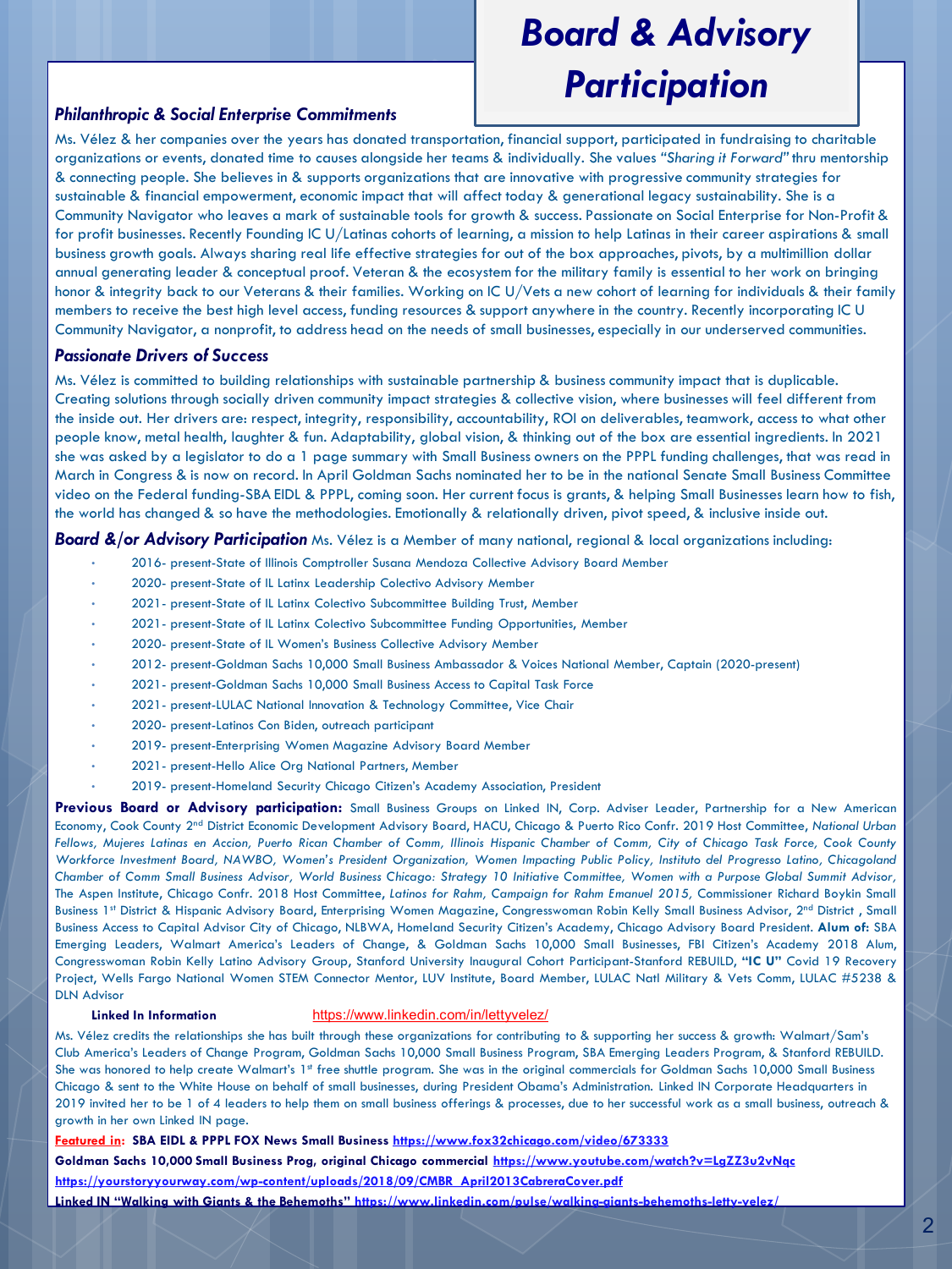# Board & Advisory Participation

### *Philanthropic & Social Enterprise Commitments*

Ms. Vélez & her companies over the years has donated transportation, financial support, participated in fundraising to charitable organizations or events, donated time to causes alongside her teams & individually. She values *"Sharing it Forward"* thru mentorship & connecting people. She believes in & supports organizations that are innovative with progressive community strategies for sustainable & financial empowerment, economic impact that will affect today & generational legacy sustainability. She is a Community Navigator who leaves a mark of sustainable tools for growth & success. Passionate on Social Enterprise for Non-Profit & for profit businesses. Recently Founding IC U/Latinas cohorts of learning, a mission to help Latinas in their career aspirations & small business growth goals. Always sharing real life effective strategies for out of the box approaches, pivots, by a multimillion dollar annual generating leader & conceptual proof. Veteran & the ecosystem for the military family is essential to her work on bringing honor & integrity back to our Veterans & their families. Working on IC U/Vets a new cohort of learning for individuals & their family members to receive the best high level access, funding resources & support anywhere in the country. Recently incorporating IC U Community Navigator, a nonprofit, to address head on the needs of small businesses, especially in our underserved communities.

### *Passionate Drivers of Success*

Ms. Vélez is committed to building relationships with sustainable partnership & business community impact that is duplicable. Creating solutions through socially driven community impact strategies & collective vision, where businesses will feel different from the inside out. Her drivers are: respect, integrity, responsibility, accountability, ROI on deliverables, teamwork, access to what other people know, metal health, laughter & fun. Adaptability, global vision, & thinking out of the box are essential ingredients. In 2021 she was asked by a legislator to do a 1 page summary with Small Business owners on the PPPL funding challenges, that was read in March in Congress & is now on record. In April Goldman Sachs nominated her to be in the national Senate Small Business Committee video on the Federal funding-SBA EIDL & PPPL, coming soon. Her current focus is grants, & helping Small Businesses learn how to fish, the world has changed & so have the methodologies. Emotionally & relationally driven, pivot speed, & inclusive inside out.

***Board &/or Advisory Participation*** Ms. Vélez is a Member of many national, regional & local organizations including:

- 2016- present-State of Illinois Comptroller Susana Mendoza Collective Advisory Board Member
- 2020- present-State of IL Latinx Leadership Colectivo Advisory Member
- 2021- present-State of IL Latinx Colectivo Subcommittee Building Trust, Member
- 2021- present-State of IL Latinx Colectivo Subcommittee Funding Opportunities, Member
- 2020- present-State of IL Women's Business Collective Advisory Member
- 2012- present-Goldman Sachs 10,000 Small Business Ambassador & Voices National Member, Captain (2020-present)
- 2021- present-Goldman Sachs 10,000 Small Business Access to Capital Task Force
- 2021- present-LULAC National Innovation & Technology Committee, Vice Chair
- 2020- present-Latinos Con Biden, outreach participant
- 2019- present-Enterprising Women Magazine Advisory Board Member
- 2021- present-Hello Alice Org National Partners, Member
- 2019- present-Homeland Security Chicago Citizen's Academy Association, President

**Previous Board or Advisory participation:** Small Business Groups on Linked IN, Corp. Adviser Leader, Partnership for a New American Economy, Cook County 2nd District Economic Development Advisory Board, HACU, Chicago & Puerto Rico Confr. 2019 Host Committee, *National Urban Fellows, Mujeres Latinas en Accion, Puerto Rican Chamber of Comm, Illinois Hispanic Chamber of Comm, City of Chicago Task Force, Cook County Workforce Investment Board, NAWBO, Women's President Organization, Women Impacting Public Policy, Instituto del Progresso Latino, Chicagoland Chamber of Comm Small Business Advisor, World Business Chicago: Strategy 10 Initiative Committee, Women with a Purpose Global Summit Advisor,* The Aspen Institute, Chicago Confr. 2018 Host Committee, *Latinos for Rahm, Campaign for Rahm Emanuel 2015,* Commissioner Richard Boykin Small Business 1st District & Hispanic Advisory Board, Enterprising Women Magazine, Congresswoman Robin Kelly Small Business Advisor, 2nd District , Small Business Access to Capital Advisor City of Chicago, NLBWA, Homeland Security Citizen's Academy, Chicago Advisory Board President. **Alum of:** SBA Emerging Leaders, Walmart America's Leaders of Change, & Goldman Sachs 10,000 Small Businesses, FBI Citizen's Academy 2018 Alum, Congresswoman Robin Kelly Latino Advisory Group, Stanford University Inaugural Cohort Participant-Stanford REBUILD, **"IC U"** Covid 19 Recovery Project, Wells Fargo National Women STEM Connector Mentor, LUV Institute, Board Member, LULAC Natl Military & Vets Comm, LULAC #5238 & DLN Advisor

**Linked In Information** https://www.linkedin.com/in/lettyvelez/

Ms. Vélez credits the relationships she has built through these organizations for contributing to & supporting her success & growth: Walmart/Sam's Club America's Leaders of Change Program, Goldman Sachs 10,000 Small Business Program, SBA Emerging Leaders Program, & Stanford REBUILD. She was honored to help create Walmart's 1st free shuttle program. She was in the original commercials for Goldman Sachs 10,000 Small Business Chicago & sent to the White House on behalf of small businesses, during President Obama's Administration. Linked IN Corporate Headquarters in 2019 invited her to be 1 of 4 leaders to help them on small business offerings & processes, due to her successful work as a small business, outreach & growth in her own Linked IN page.

**Featured in: SBA EIDL & PPPL FOX News Small Business** https://www.fox32chicago.com/video/673333

**Goldman Sachs 10,000 Small Business Prog, original Chicago commercial** https://www.youtube.com/watch?v=LgZZ3u2vNqc

https://yourstoryyourway.com/wp-content/uploads/2018/09/CMBR_April2013CabreraCover.pdf

**Linked IN "Walking with Giants & the Behemoths"** https://www.linkedin.com/pulse/walking-giants-behemoths-letty-velez/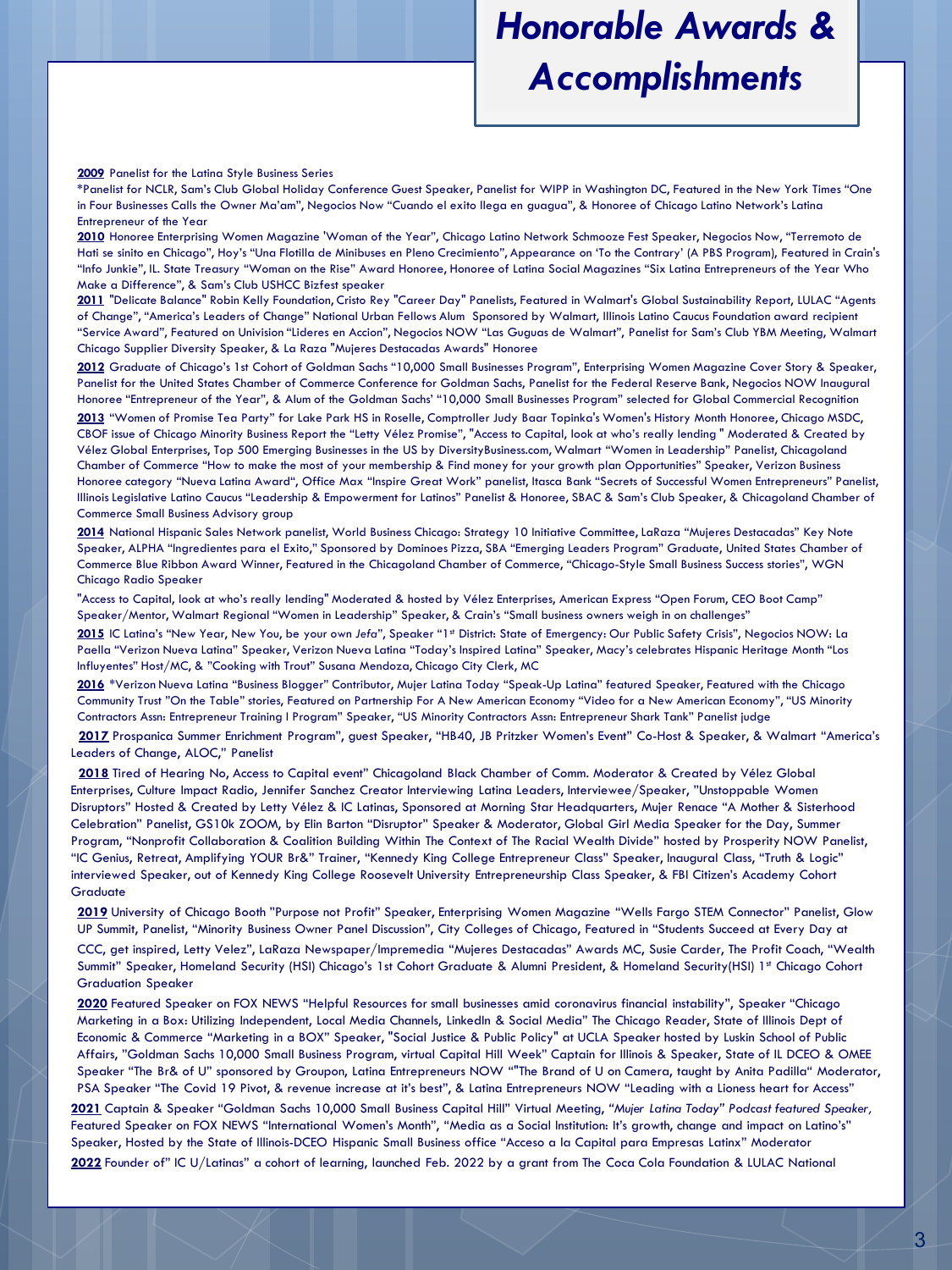# *Honorable Awards & Accomplishments*

**2009** Panelist for the Latina Style Business Series

*Panelist for NCLR, Sam's Club Global Holiday Conference Guest Speaker, Panelist for WIPP in Washington DC, Featured in the New York Times "One in Four Businesses Calls the Owner Ma'am", Negocios Now "Cuando el exito llega en guagua", & Honoree of Chicago Latino Network's Latina Entrepreneur of the Year

**2010** Honoree Enterprising Women Magazine 'Woman of the Year", Chicago Latino Network Schmooze Fest Speaker, Negocios Now, "Terremoto de Hati se sinito en Chicago", Hoy's "Una Flotilla de Minibuses en Pleno Crecimiento", Appearance on 'To the Contrary' (A PBS Program), Featured in Crain's "Info Junkie", IL. State Treasury "Woman on the Rise" Award Honoree, Honoree of Latina Social Magazines "Six Latina Entrepreneurs of the Year Who Make a Difference", & Sam's Club USHCC Bizfest speaker

**2011** "Delicate Balance" Robin Kelly Foundation, Cristo Rey "Career Day" Panelists, Featured in Walmart's Global Sustainability Report, LULAC "Agents of Change", "America's Leaders of Change" National Urban Fellows Alum Sponsored by Walmart, Illinois Latino Caucus Foundation award recipient "Service Award", Featured on Univision "Lideres en Accion", Negocios NOW "Las Guguas de Walmart", Panelist for Sam's Club YBM Meeting, Walmart Chicago Supplier Diversity Speaker, & La Raza "Mujeres Destacadas Awards" Honoree

**2012** Graduate of Chicago's 1st Cohort of Goldman Sachs "10,000 Small Businesses Program", Enterprising Women Magazine Cover Story & Speaker, Panelist for the United States Chamber of Commerce Conference for Goldman Sachs, Panelist for the Federal Reserve Bank, Negocios NOW Inaugural Honoree "Entrepreneur of the Year", & Alum of the Goldman Sachs' "10,000 Small Businesses Program" selected for Global Commercial Recognition

**2013** "Women of Promise Tea Party" for Lake Park HS in Roselle, Comptroller Judy Baar Topinka's Women's History Month Honoree, Chicago MSDC, CBOF issue of Chicago Minority Business Report the "Letty Vélez Promise", "Access to Capital, look at who's really lending " Moderated & Created by Vélez Global Enterprises, Top 500 Emerging Businesses in the US by DiversityBusiness.com, Walmart "Women in Leadership" Panelist, Chicagoland Chamber of Commerce "How to make the most of your membership & Find money for your growth plan Opportunities" Speaker, Verizon Business Honoree category "Nueva Latina Award", Office Max "Inspire Great Work" panelist, Itasca Bank "Secrets of Successful Women Entrepreneurs" Panelist, Illinois Legislative Latino Caucus "Leadership & Empowerment for Latinos" Panelist & Honoree, SBAC & Sam's Club Speaker, & Chicagoland Chamber of Commerce Small Business Advisory group

**2014** National Hispanic Sales Network panelist, World Business Chicago: Strategy 10 Initiative Committee, LaRaza "Mujeres Destacadas" Key Note Speaker, ALPHA "Ingredientes para el Exito," Sponsored by Dominoes Pizza, SBA "Emerging Leaders Program" Graduate, United States Chamber of Commerce Blue Ribbon Award Winner, Featured in the Chicagoland Chamber of Commerce, "Chicago-Style Small Business Success stories", WGN Chicago Radio Speaker

"Access to Capital, look at who's really lending" Moderated & hosted by Vélez Enterprises, American Express "Open Forum, CEO Boot Camp" Speaker/Mentor, Walmart Regional "Women in Leadership" Speaker, & Crain's "Small business owners weigh in on challenges"

**2015** IC Latina's "New Year, New You, be your own *Jefa*", Speaker "1st District: State of Emergency: Our Public Safety Crisis", Negocios NOW: La Paella "Verizon Nueva Latina" Speaker, Verizon Nueva Latina "Today's Inspired Latina" Speaker, Macy's celebrates Hispanic Heritage Month "Los Influyentes" Host/MC, & "Cooking with Trout" Susana Mendoza, Chicago City Clerk, MC

**2016** *Verizon Nueva Latina "Business Blogger" Contributor, Mujer Latina Today "Speak-Up Latina" featured Speaker, Featured with the Chicago Community Trust "On the Table" stories, Featured on Partnership For A New American Economy "Video for a New American Economy", "US Minority Contractors Assn: Entrepreneur Training I Program" Speaker, "US Minority Contractors Assn: Entrepreneur Shark Tank" Panelist judge

**2017** Prospanica Summer Enrichment Program", guest Speaker, "HB40, JB Pritzker Women's Event" Co-Host & Speaker, & Walmart "America's Leaders of Change, ALOC," Panelist

**2018** Tired of Hearing No, Access to Capital event" Chicagoland Black Chamber of Comm. Moderator & Created by Vélez Global Enterprises, Culture Impact Radio, Jennifer Sanchez Creator Interviewing Latina Leaders, Interviewee/Speaker, "Unstoppable Women Disruptors" Hosted & Created by Letty Vélez & IC Latinas, Sponsored at Morning Star Headquarters, Mujer Renace "A Mother & Sisterhood Celebration" Panelist, GS10k ZOOM, by Elin Barton "Disruptor" Speaker & Moderator, Global Girl Media Speaker for the Day, Summer Program, "Nonprofit Collaboration & Coalition Building Within The Context of The Racial Wealth Divide" hosted by Prosperity NOW Panelist, "IC Genius, Retreat, Amplifying YOUR Br&" Trainer, "Kennedy King College Entrepreneur Class" Speaker, Inaugural Class, "Truth & Logic" interviewed Speaker, out of Kennedy King College Roosevelt University Entrepreneurship Class Speaker, & FBI Citizen's Academy Cohort Graduate

**2019** University of Chicago Booth "Purpose not Profit" Speaker, Enterprising Women Magazine "Wells Fargo STEM Connector" Panelist, Glow UP Summit, Panelist, "Minority Business Owner Panel Discussion", City Colleges of Chicago, Featured in "Students Succeed at Every Day at CCC, get inspired, Letty Velez", LaRaza Newspaper/Impremedia "Mujeres Destacadas" Awards MC, Susie Carder, The Profit Coach, "Wealth Summit" Speaker, Homeland Security (HSI) Chicago's 1st Cohort Graduate & Alumni President, & Homeland Security(HSI) 1st Chicago Cohort Graduation Speaker

**2020** Featured Speaker on FOX NEWS "Helpful Resources for small businesses amid coronavirus financial instability", Speaker "Chicago Marketing in a Box: Utilizing Independent, Local Media Channels, LinkedIn & Social Media" The Chicago Reader, State of Illinois Dept of Economic & Commerce "Marketing in a BOX" Speaker, "Social Justice & Public Policy" at UCLA Speaker hosted by Luskin School of Public Affairs, "Goldman Sachs 10,000 Small Business Program, virtual Capital Hill Week" Captain for Illinois & Speaker, State of IL DCEO & OMEE Speaker "The Br& of U" sponsored by Groupon, Latina Entrepreneurs NOW ""The Brand of U on Camera, taught by Anita Padilla" Moderator, PSA Speaker "The Covid 19 Pivot, & revenue increase at it's best", & Latina Entrepreneurs NOW "Leading with a Lioness heart for Access"

**2021** Captain & Speaker "Goldman Sachs 10,000 Small Business Capital Hill" Virtual Meeting, *"Mujer Latina Today" Podcast featured Speaker*, Featured Speaker on FOX NEWS "International Women's Month", "Media as a Social Institution: It's growth, change and impact on Latino's" Speaker, Hosted by the State of Illinois-DCEO Hispanic Small Business office "Acceso a la Capital para Empresas Latinx" Moderator

**2022** Founder of" IC U/Latinas" a cohort of learning, launched Feb. 2022 by a grant from The Coca Cola Foundation & LULAC National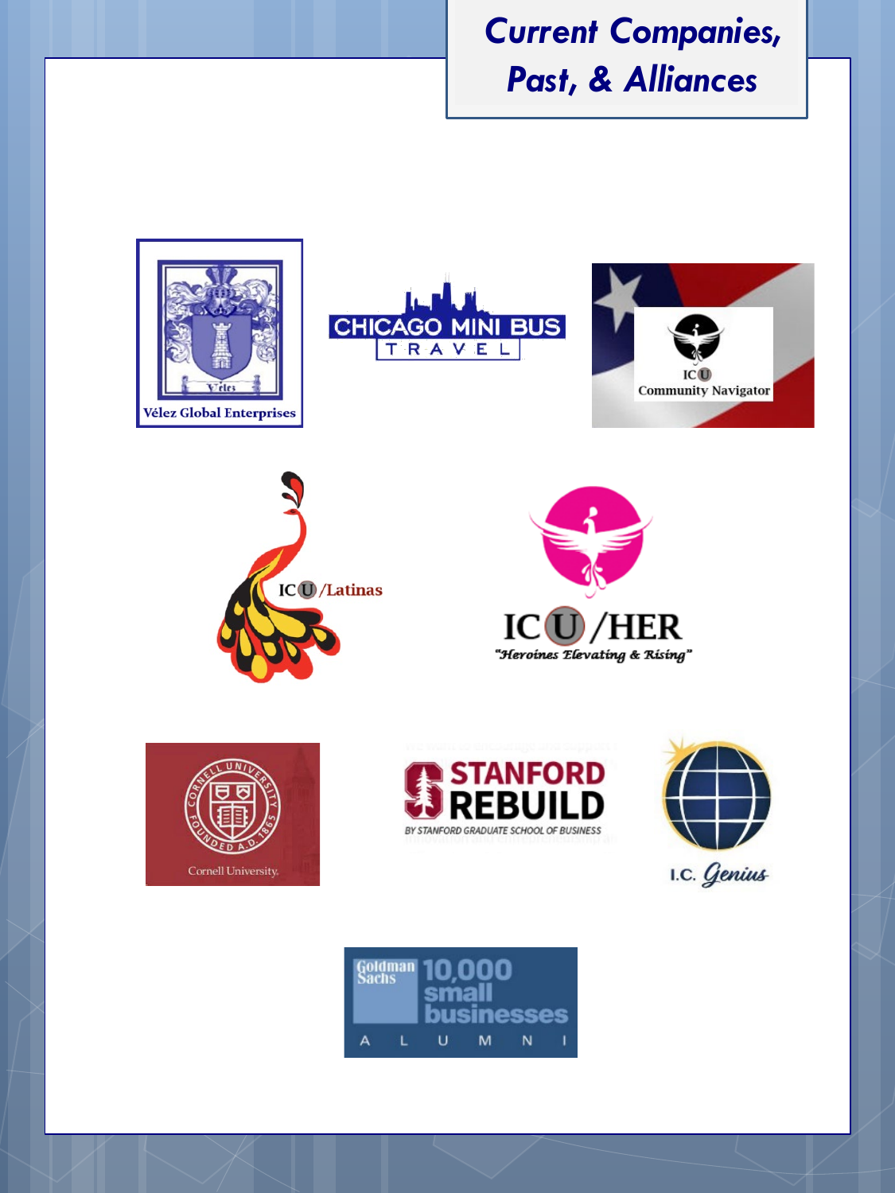# *Current Companies, Past, & Alliances*

Vélez Global Enterprises

CHICAGO MINI BUS TRAVEL

ICU Community Navigator

ICU/Latinas

ICU/HER
*"Heroines Elevating & Rising"*

Cornell University

STANFORD REBUILD
BY STANFORD GRADUATE SCHOOL OF BUSINESS

I.C. Genius

Goldman Sachs 10,000 small businesses ALUMNI